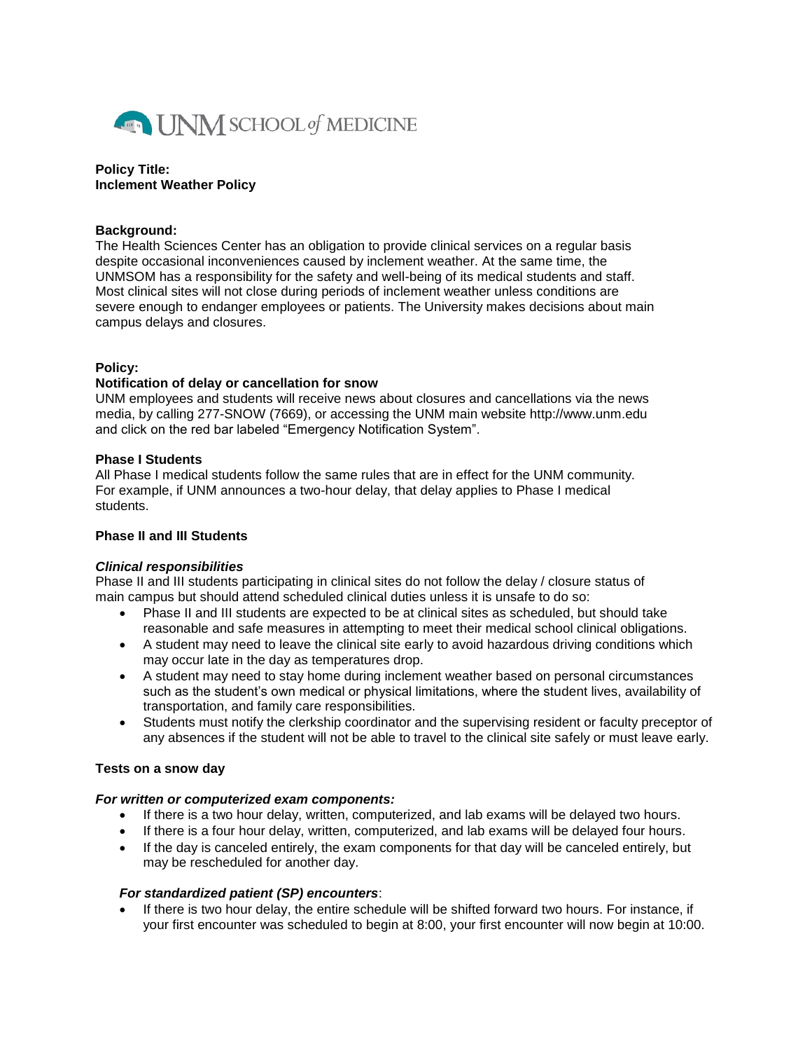UNM SCHOOL of MEDICINE

**Policy Title:**
**Inclement Weather Policy**

**Background:**
The Health Sciences Center has an obligation to provide clinical services on a regular basis despite occasional inconveniences caused by inclement weather. At the same time, the UNMSOM has a responsibility for the safety and well-being of its medical students and staff. Most clinical sites will not close during periods of inclement weather unless conditions are severe enough to endanger employees or patients. The University makes decisions about main campus delays and closures.

**Policy:**

**Notification of delay or cancellation for snow**

UNM employees and students will receive news about closures and cancellations via the news media, by calling 277-SNOW (7669), or accessing the UNM main website http://www.unm.edu and click on the red bar labeled "Emergency Notification System".

**Phase I Students**

All Phase I medical students follow the same rules that are in effect for the UNM community. For example, if UNM announces a two-hour delay, that delay applies to Phase I medical students.

**Phase II and III Students**

***Clinical responsibilities***

Phase II and III students participating in clinical sites do not follow the delay / closure status of main campus but should attend scheduled clinical duties unless it is unsafe to do so:

- Phase II and III students are expected to be at clinical sites as scheduled, but should take reasonable and safe measures in attempting to meet their medical school clinical obligations.
- A student may need to leave the clinical site early to avoid hazardous driving conditions which may occur late in the day as temperatures drop.
- A student may need to stay home during inclement weather based on personal circumstances such as the student's own medical or physical limitations, where the student lives, availability of transportation, and family care responsibilities.
- Students must notify the clerkship coordinator and the supervising resident or faculty preceptor of any absences if the student will not be able to travel to the clinical site safely or must leave early.

**Tests on a snow day**

***For written or computerized exam components:***

- If there is a two hour delay, written, computerized, and lab exams will be delayed two hours.
- If there is a four hour delay, written, computerized, and lab exams will be delayed four hours.
- If the day is canceled entirely, the exam components for that day will be canceled entirely, but may be rescheduled for another day.

***For standardized patient (SP) encounters***:

- If there is two hour delay, the entire schedule will be shifted forward two hours. For instance, if your first encounter was scheduled to begin at 8:00, your first encounter will now begin at 10:00.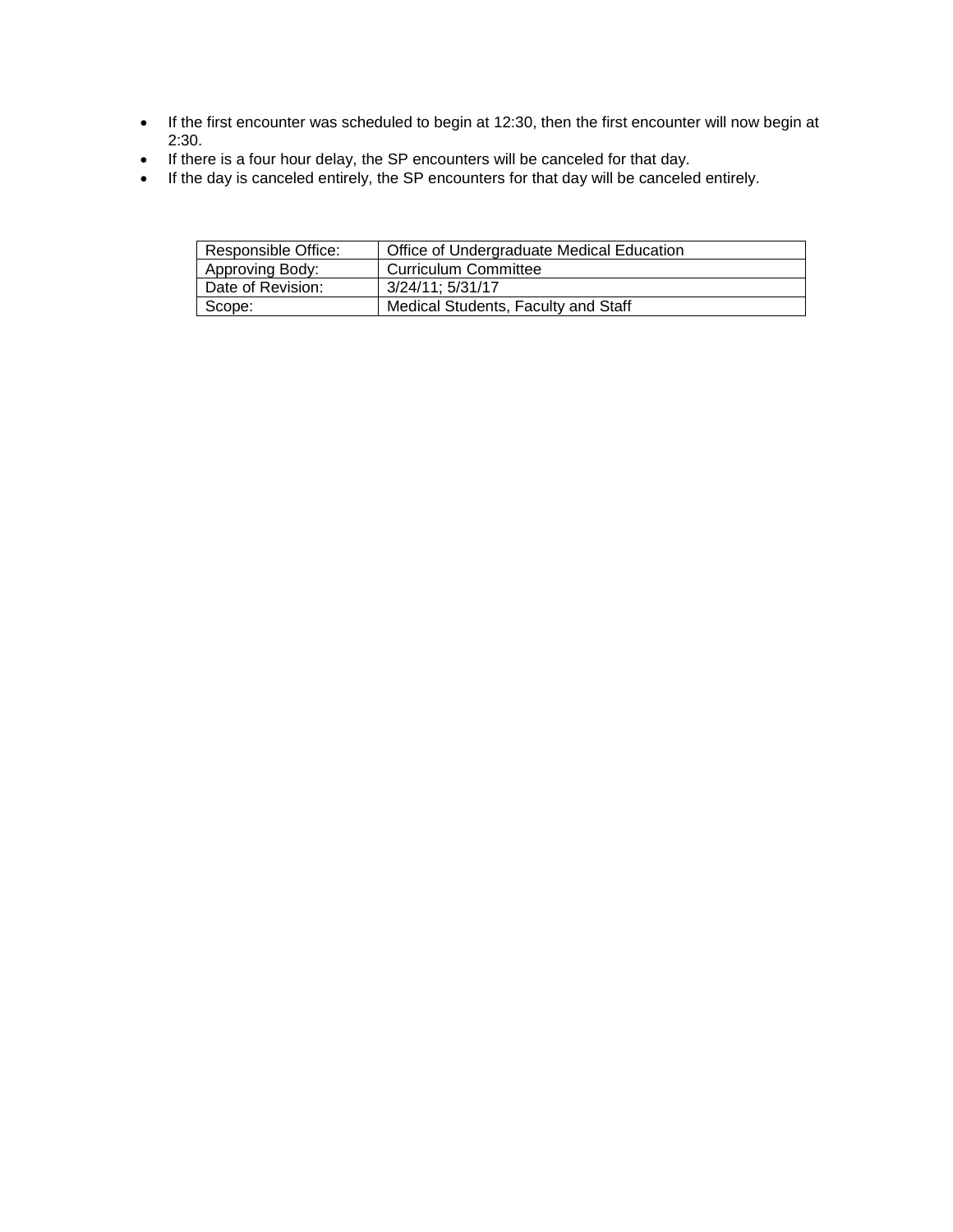- If the first encounter was scheduled to begin at 12:30, then the first encounter will now begin at 2:30.
- If there is a four hour delay, the SP encounters will be canceled for that day.
- If the day is canceled entirely, the SP encounters for that day will be canceled entirely.

| | |
|---|---|
| Responsible Office: | Office of Undergraduate Medical Education |
| Approving Body: | Curriculum Committee |
| Date of Revision: | 3/24/11; 5/31/17 |
| Scope: | Medical Students, Faculty and Staff |